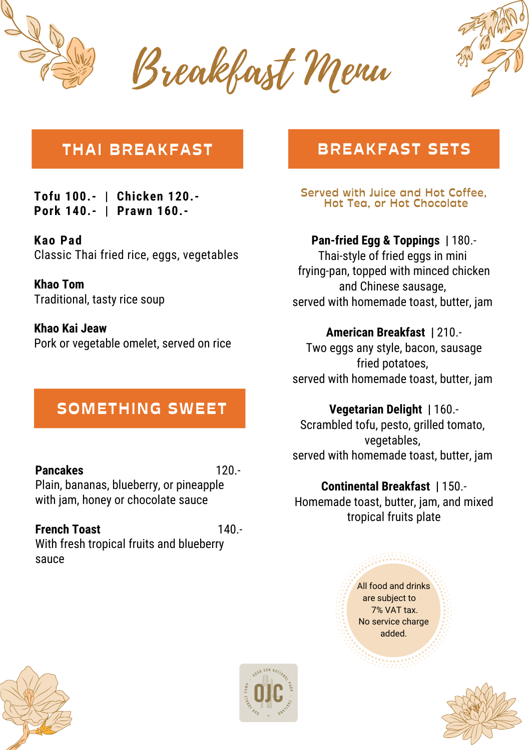# Breakfast Menu

## THAI BREAKFAST

**Tofu 100.- | Chicken 120.-**
**Pork 140.- | Prawn 160.-**

**Kao Pad**
Classic Thai fried rice, eggs, vegetables

**Khao Tom**
Traditional, tasty rice soup

**Khao Kai Jeaw**
Pork or vegetable omelet, served on rice

## SOMETHING SWEET

**Pancakes** 120.-
Plain, bananas, blueberry, or pineapple with jam, honey or chocolate sauce

**French Toast** 140.-
With fresh tropical fruits and blueberry sauce

## BREAKFAST SETS

Served with Juice and Hot Coffee, Hot Tea, or Hot Chocolate

**Pan-fried Egg & Toppings** | 180.-
Thai-style of fried eggs in mini frying-pan, topped with minced chicken and Chinese sausage,
served with homemade toast, butter, jam

**American Breakfast** | 210.-
Two eggs any style, bacon, sausage fried potatoes,
served with homemade toast, butter, jam

**Vegetarian Delight** | 160.-
Scrambled tofu, pesto, grilled tomato, vegetables,
served with homemade toast, butter, jam

**Continental Breakfast** | 150.-
Homemade toast, butter, jam, and mixed tropical fruits plate

All food and drinks are subject to 7% VAT tax.
No service charge added.

OJC
Our Jungle Camp · Khao Sok National Park · Thailand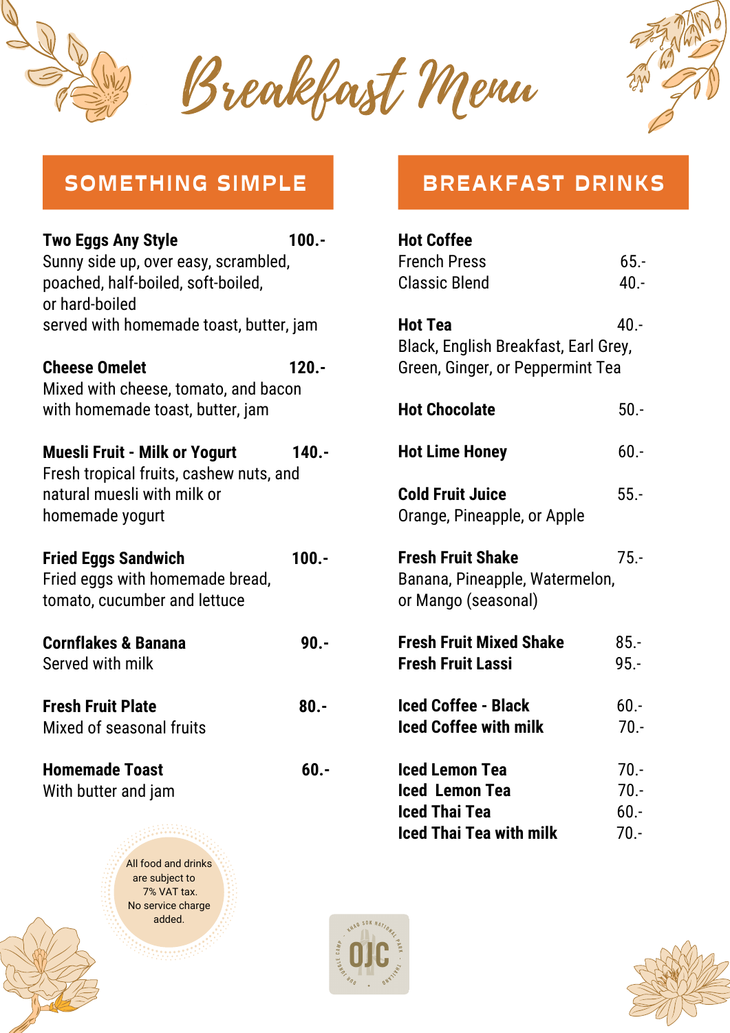# Breakfast Menu

## SOMETHING SIMPLE

**Two Eggs Any Style** **100.-**
Sunny side up, over easy, scrambled, poached, half-boiled, soft-boiled, or hard-boiled
served with homemade toast, butter, jam

**Cheese Omelet** **120.-**
Mixed with cheese, tomato, and bacon with homemade toast, butter, jam

**Muesli Fruit - Milk or Yogurt** **140.-**
Fresh tropical fruits, cashew nuts, and natural muesli with milk or homemade yogurt

**Fried Eggs Sandwich** **100.-**
Fried eggs with homemade bread, tomato, cucumber and lettuce

**Cornflakes & Banana** **90.-**
Served with milk

**Fresh Fruit Plate** **80.-**
Mixed of seasonal fruits

**Homemade Toast** **60.-**
With butter and jam

All food and drinks are subject to 7% VAT tax.
No service charge added.

## BREAKFAST DRINKS

**Hot Coffee**
French Press 65.-
Classic Blend 40.-

**Hot Tea** 40.-
Black, English Breakfast, Earl Grey, Green, Ginger, or Peppermint Tea

**Hot Chocolate** 50.-

**Hot Lime Honey** 60.-

**Cold Fruit Juice** 55.-
Orange, Pineapple, or Apple

**Fresh Fruit Shake** 75.-
Banana, Pineapple, Watermelon, or Mango (seasonal)

**Fresh Fruit Mixed Shake** 85.-
**Fresh Fruit Lassi** 95.-

**Iced Coffee - Black** 60.-
**Iced Coffee with milk** 70.-

**Iced Lemon Tea** 70.-
**Iced Lemon Tea** 70.-
**Iced Thai Tea** 60.-
**Iced Thai Tea with milk** 70.-

OJC
KHAO SOK NATIONAL PARK · THAILAND · OUR JUNGLE CAMP